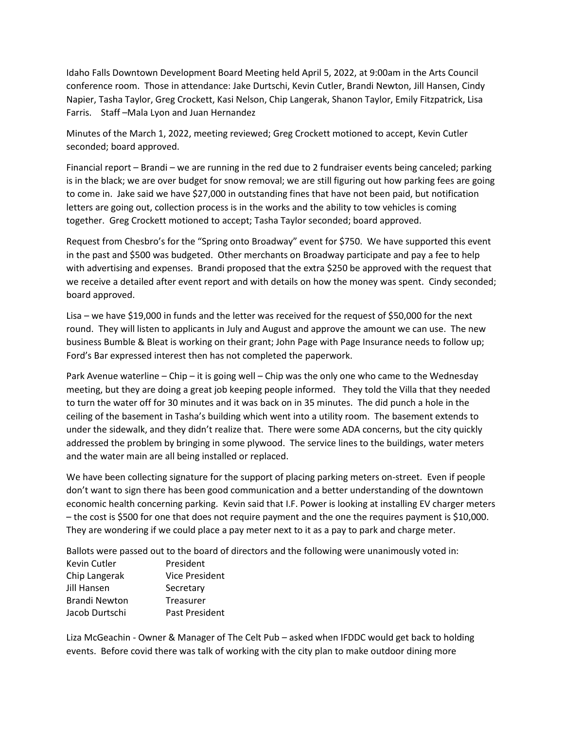Idaho Falls Downtown Development Board Meeting held April 5, 2022, at 9:00am in the Arts Council conference room. Those in attendance: Jake Durtschi, Kevin Cutler, Brandi Newton, Jill Hansen, Cindy Napier, Tasha Taylor, Greg Crockett, Kasi Nelson, Chip Langerak, Shanon Taylor, Emily Fitzpatrick, Lisa Farris. Staff –Mala Lyon and Juan Hernandez

Minutes of the March 1, 2022, meeting reviewed; Greg Crockett motioned to accept, Kevin Cutler seconded; board approved.

Financial report – Brandi – we are running in the red due to 2 fundraiser events being canceled; parking is in the black; we are over budget for snow removal; we are still figuring out how parking fees are going to come in. Jake said we have $27,000 in outstanding fines that have not been paid, but notification letters are going out, collection process is in the works and the ability to tow vehicles is coming together. Greg Crockett motioned to accept; Tasha Taylor seconded; board approved.

Request from Chesbro's for the "Spring onto Broadway" event for $750. We have supported this event in the past and $500 was budgeted. Other merchants on Broadway participate and pay a fee to help with advertising and expenses. Brandi proposed that the extra $250 be approved with the request that we receive a detailed after event report and with details on how the money was spent. Cindy seconded; board approved.

Lisa – we have $19,000 in funds and the letter was received for the request of $50,000 for the next round. They will listen to applicants in July and August and approve the amount we can use. The new business Bumble & Bleat is working on their grant; John Page with Page Insurance needs to follow up; Ford's Bar expressed interest then has not completed the paperwork.

Park Avenue waterline – Chip – it is going well – Chip was the only one who came to the Wednesday meeting, but they are doing a great job keeping people informed. They told the Villa that they needed to turn the water off for 30 minutes and it was back on in 35 minutes. The did punch a hole in the ceiling of the basement in Tasha's building which went into a utility room. The basement extends to under the sidewalk, and they didn't realize that. There were some ADA concerns, but the city quickly addressed the problem by bringing in some plywood. The service lines to the buildings, water meters and the water main are all being installed or replaced.

We have been collecting signature for the support of placing parking meters on-street. Even if people don't want to sign there has been good communication and a better understanding of the downtown economic health concerning parking. Kevin said that I.F. Power is looking at installing EV charger meters – the cost is $500 for one that does not require payment and the one the requires payment is $10,000. They are wondering if we could place a pay meter next to it as a pay to park and charge meter.

Ballots were passed out to the board of directors and the following were unanimously voted in:

| | |
|---|---|
| Kevin Cutler | President |
| Chip Langerak | Vice President |
| Jill Hansen | Secretary |
| Brandi Newton | Treasurer |
| Jacob Durtschi | Past President |

Liza McGeachin - Owner & Manager of The Celt Pub – asked when IFDDC would get back to holding events. Before covid there was talk of working with the city plan to make outdoor dining more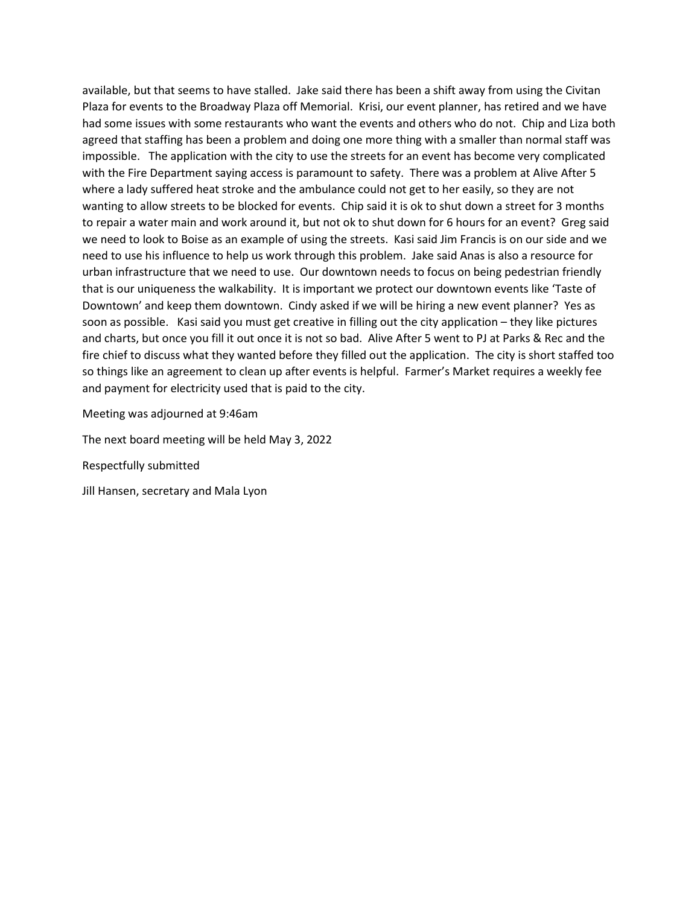available, but that seems to have stalled. Jake said there has been a shift away from using the Civitan Plaza for events to the Broadway Plaza off Memorial. Krisi, our event planner, has retired and we have had some issues with some restaurants who want the events and others who do not. Chip and Liza both agreed that staffing has been a problem and doing one more thing with a smaller than normal staff was impossible. The application with the city to use the streets for an event has become very complicated with the Fire Department saying access is paramount to safety. There was a problem at Alive After 5 where a lady suffered heat stroke and the ambulance could not get to her easily, so they are not wanting to allow streets to be blocked for events. Chip said it is ok to shut down a street for 3 months to repair a water main and work around it, but not ok to shut down for 6 hours for an event? Greg said we need to look to Boise as an example of using the streets. Kasi said Jim Francis is on our side and we need to use his influence to help us work through this problem. Jake said Anas is also a resource for urban infrastructure that we need to use. Our downtown needs to focus on being pedestrian friendly that is our uniqueness the walkability. It is important we protect our downtown events like 'Taste of Downtown' and keep them downtown. Cindy asked if we will be hiring a new event planner? Yes as soon as possible. Kasi said you must get creative in filling out the city application – they like pictures and charts, but once you fill it out once it is not so bad. Alive After 5 went to PJ at Parks & Rec and the fire chief to discuss what they wanted before they filled out the application. The city is short staffed too so things like an agreement to clean up after events is helpful. Farmer's Market requires a weekly fee and payment for electricity used that is paid to the city.

Meeting was adjourned at 9:46am

The next board meeting will be held May 3, 2022

Respectfully submitted

Jill Hansen, secretary and Mala Lyon